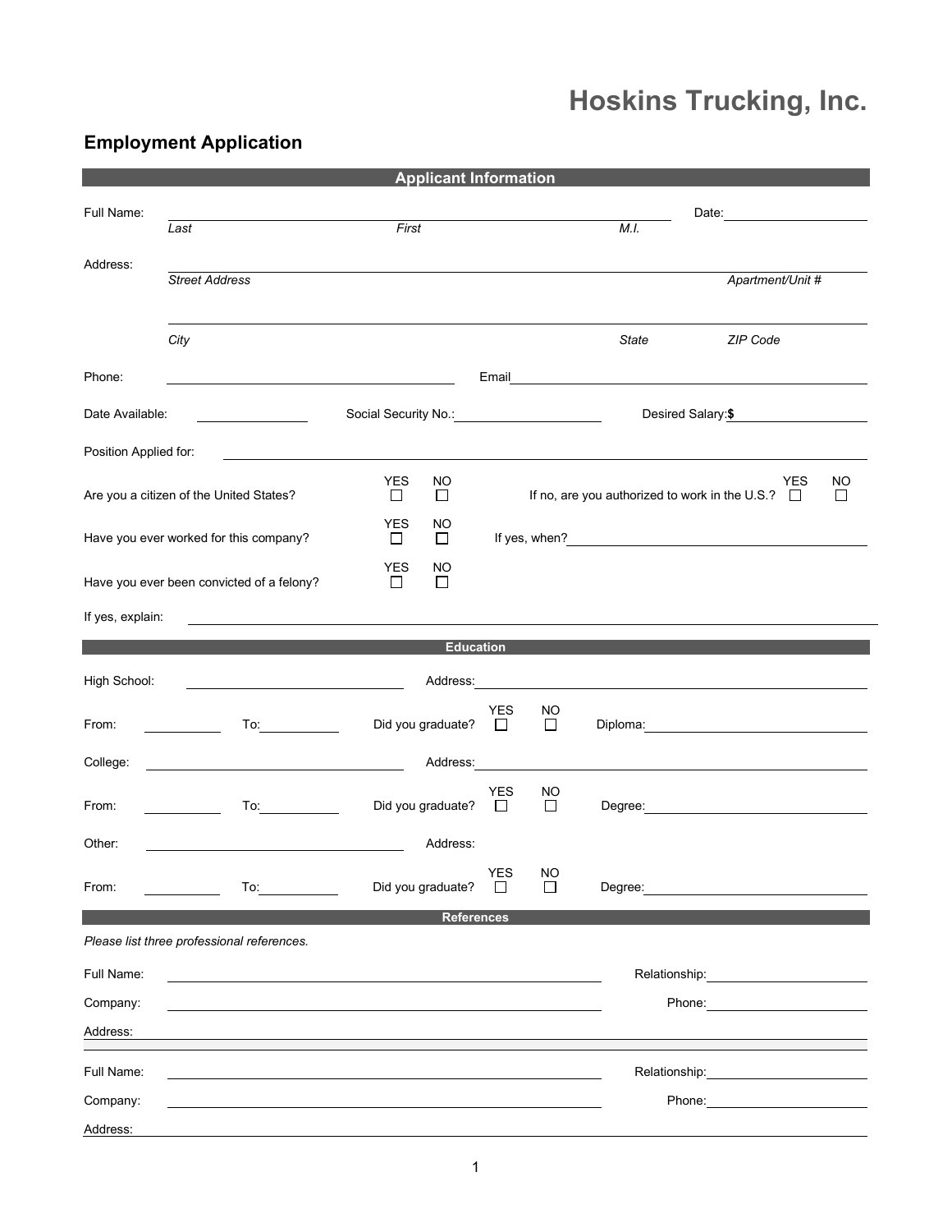# Hoskins Trucking, Inc.

## Employment Application

### Applicant Information

Full Name: ______________________________ Date: __________

*Last* *First* *M.I.*

Address: ______________________________

*Street Address* *Apartment/Unit #*

______________________________

*City* *State* *ZIP Code*

Phone: ______________ Email ______________

Date Available: __________ Social Security No.: __________ Desired Salary: **$** __________

Position Applied for: ______________________________

| | YES | NO | | YES | NO |
|---|---|---|---|---|---|
| Are you a citizen of the United States? | ☐ | ☐ | If no, are you authorized to work in the U.S.? | ☐ | ☐ |
| Have you ever worked for this company? | ☐ | ☐ | If yes, when? ______________ | | |
| Have you ever been convicted of a felony? | ☐ | ☐ | | | |

If yes, explain: ______________________________

### Education

High School: ______________ Address: ______________

From: ________ To: ________ Did you graduate? YES ☐ NO ☐ Diploma: ______________

College: ______________ Address: ______________

From: ________ To: ________ Did you graduate? YES ☐ NO ☐ Degree: ______________

Other: ______________ Address:

From: ________ To: ________ Did you graduate? YES ☐ NO ☐ Degree: ______________

### References

*Please list three professional references.*

Full Name: ______________________________ Relationship: ______________

Company: ______________________________ Phone: ______________

Address: ______________________________

---

Full Name: ______________________________ Relationship: ______________

Company: ______________________________ Phone: ______________

Address: ______________________________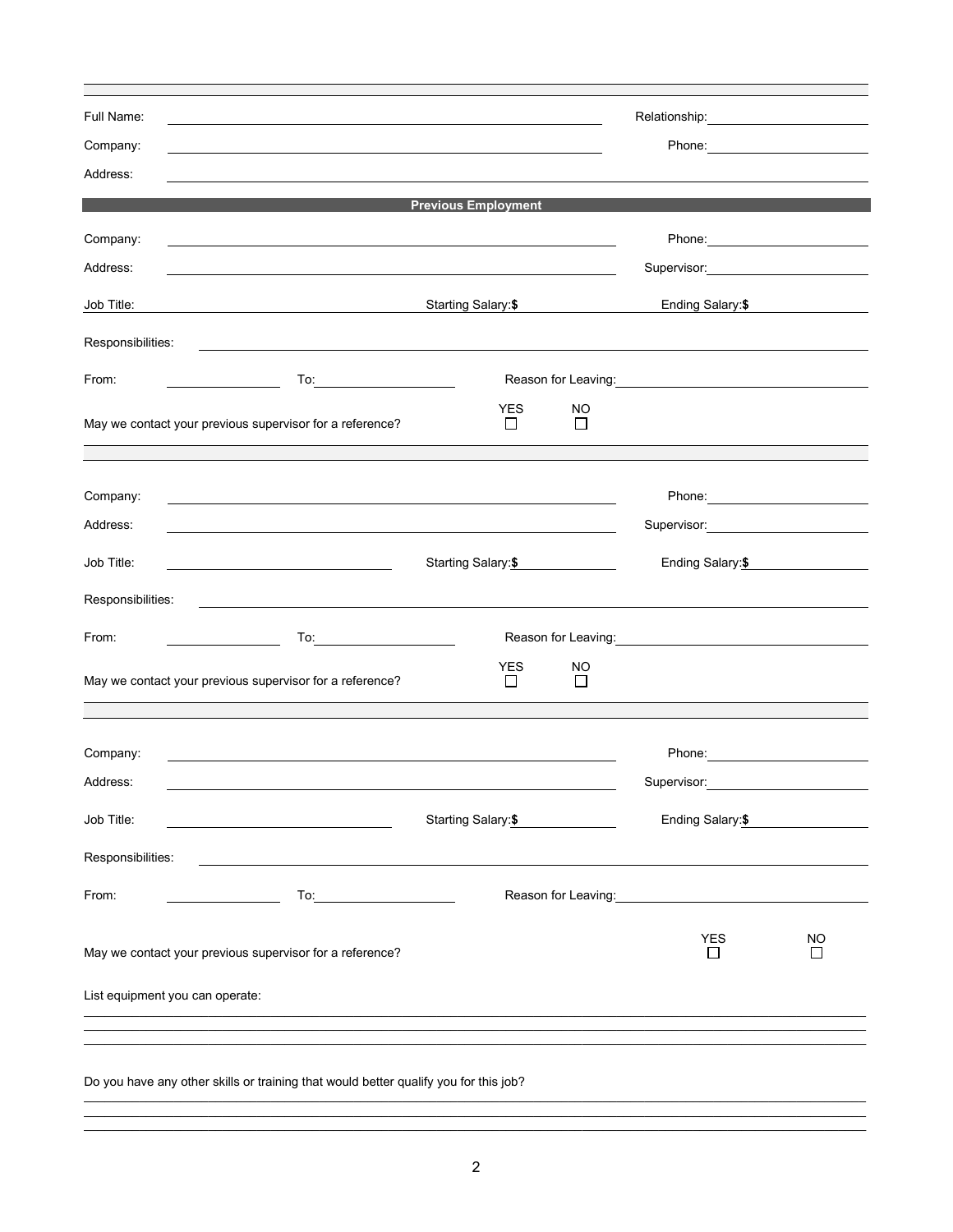Full Name: ______________________________ Relationship: ______________

Company: ______________________________ Phone: ______________

Address: ______________________________

## Previous Employment

Company: ______________________________ Phone: ______________

Address: ______________________________ Supervisor: ______________

Job Title: ______________ Starting Salary:$ ______________ Ending Salary:$ ______________

Responsibilities: ______________________________

From: ______________ To: ______________ Reason for Leaving: ______________

May we contact your previous supervisor for a reference? YES ☐ NO ☐

---

Company: ______________________________ Phone: ______________

Address: ______________________________ Supervisor: ______________

Job Title: ______________ Starting Salary:$ ______________ Ending Salary:$ ______________

Responsibilities: ______________________________

From: ______________ To: ______________ Reason for Leaving: ______________

May we contact your previous supervisor for a reference? YES ☐ NO ☐

---

Company: ______________________________ Phone: ______________

Address: ______________________________ Supervisor: ______________

Job Title: ______________ Starting Salary:$ ______________ Ending Salary:$ ______________

Responsibilities: ______________________________

From: ______________ To: ______________ Reason for Leaving: ______________

May we contact your previous supervisor for a reference? YES ☐ NO ☐

List equipment you can operate:

______________________________

______________________________

______________________________

Do you have any other skills or training that would better qualify you for this job?

______________________________

______________________________

______________________________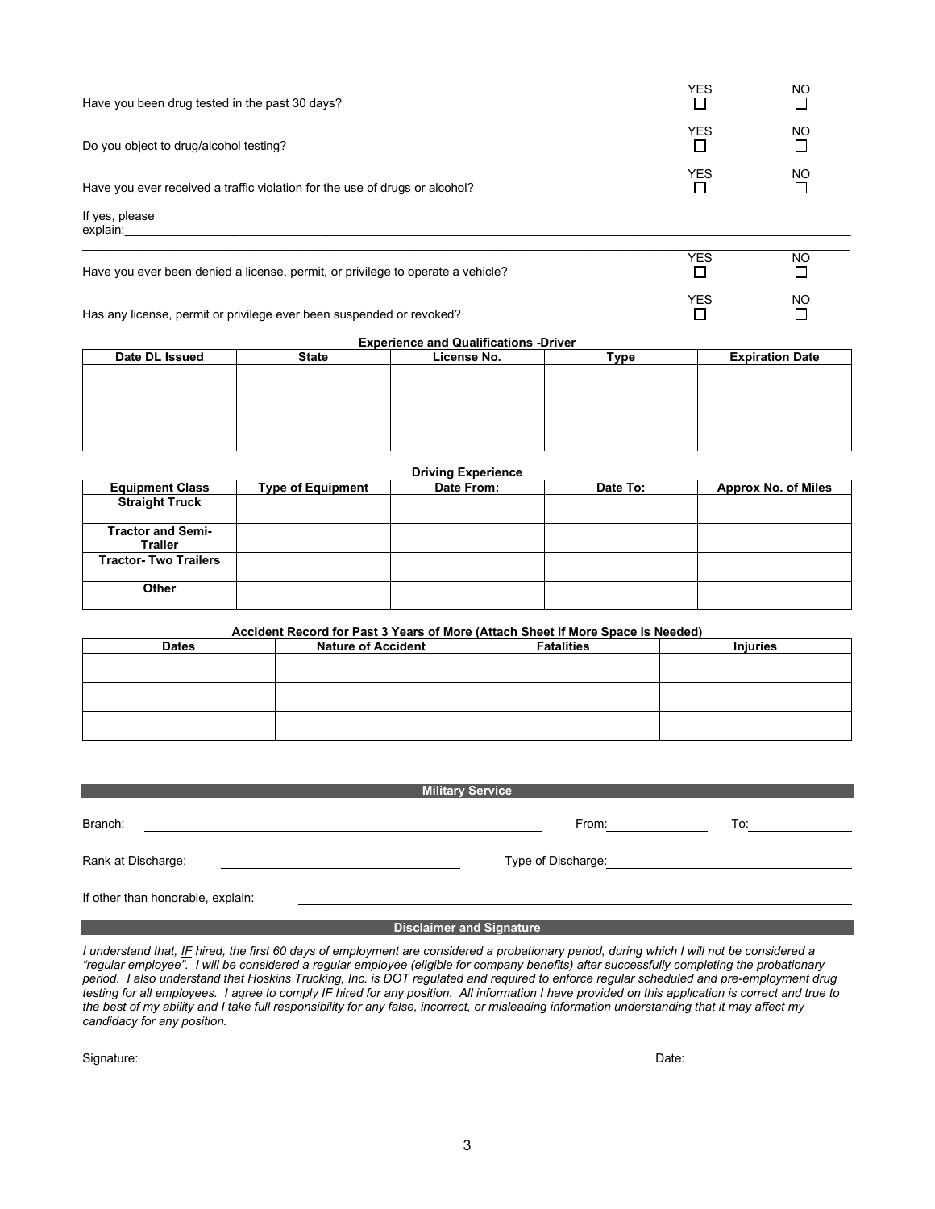Have you been drug tested in the past 30 days? YES ☐ NO ☐

Do you object to drug/alcohol testing? YES ☐ NO ☐

Have you ever received a traffic violation for the use of drugs or alcohol? YES ☐ NO ☐

If yes, please explain: ______________________________________________

Have you ever been denied a license, permit, or privilege to operate a vehicle? YES ☐ NO ☐

Has any license, permit or privilege ever been suspended or revoked? YES ☐ NO ☐

**Experience and Qualifications -Driver**

| Date DL Issued | State | License No. | Type | Expiration Date |
|---|---|---|---|---|
| | | | | |
| | | | | |
| | | | | |

**Driving Experience**

| Equipment Class | Type of Equipment | Date From: | Date To: | Approx No. of Miles |
|---|---|---|---|---|
| **Straight Truck** | | | | |
| **Tractor and Semi-Trailer** | | | | |
| **Tractor- Two Trailers** | | | | |
| **Other** | | | | |

**Accident Record for Past 3 Years of More (Attach Sheet if More Space is Needed)**

| Dates | Nature of Accident | Fatalities | Injuries |
|---|---|---|---|
| | | | |
| | | | |
| | | | |

## Military Service

Branch: ______________________ From: __________ To: __________

Rank at Discharge: ______________________ Type of Discharge: ______________________

If other than honorable, explain: ______________________________________________

## Disclaimer and Signature

*I understand that, IF hired, the first 60 days of employment are considered a probationary period, during which I will not be considered a "regular employee". I will be considered a regular employee (eligible for company benefits) after successfully completing the probationary period. I also understand that Hoskins Trucking, Inc. is DOT regulated and required to enforce regular scheduled and pre-employment drug testing for all employees. I agree to comply IF hired for any position. All information I have provided on this application is correct and true to the best of my ability and I take full responsibility for any false, incorrect, or misleading information understanding that it may affect my candidacy for any position.*

Signature: ______________________________________________ Date: ______________________